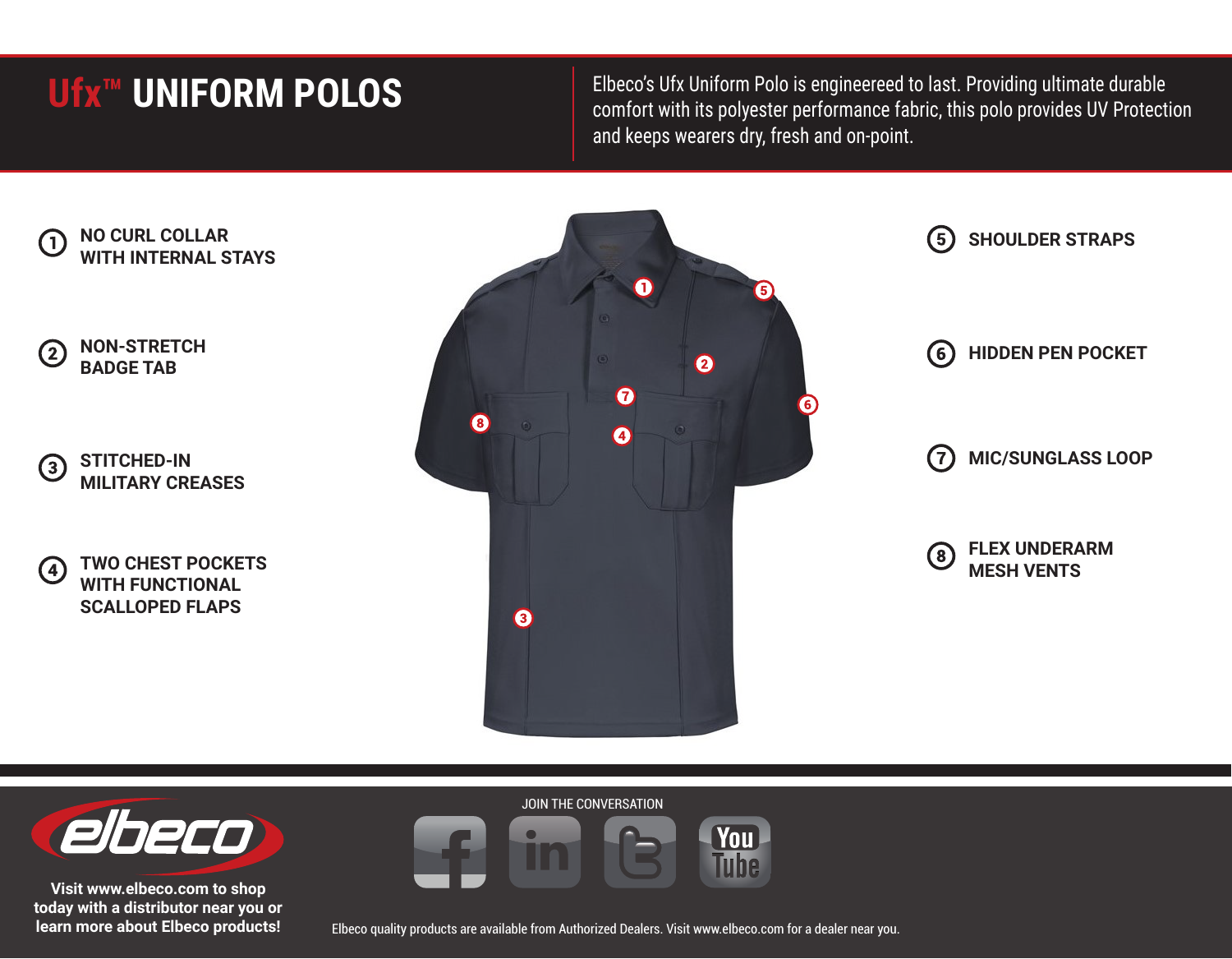# Ufx™ UNIFORM POLOS

Elbeco's Ufx Uniform Polo is engineereed to last. Providing ultimate durable comfort with its polyester performance fabric, this polo provides UV Protection and keeps wearers dry, fresh and on-point.

1. **NO CURL COLLAR WITH INTERNAL STAYS**
2. **NON-STRETCH BADGE TAB**
3. **STITCHED-IN MILITARY CREASES**
4. **TWO CHEST POCKETS WITH FUNCTIONAL SCALLOPED FLAPS**
5. **SHOULDER STRAPS**
6. **HIDDEN PEN POCKET**
7. **MIC/SUNGLASS LOOP**
8. **FLEX UNDERARM MESH VENTS**

**Visit www.elbeco.com to shop today with a distributor near you or learn more about Elbeco products!**

JOIN THE CONVERSATION

Elbeco quality products are available from Authorized Dealers. Visit www.elbeco.com for a dealer near you.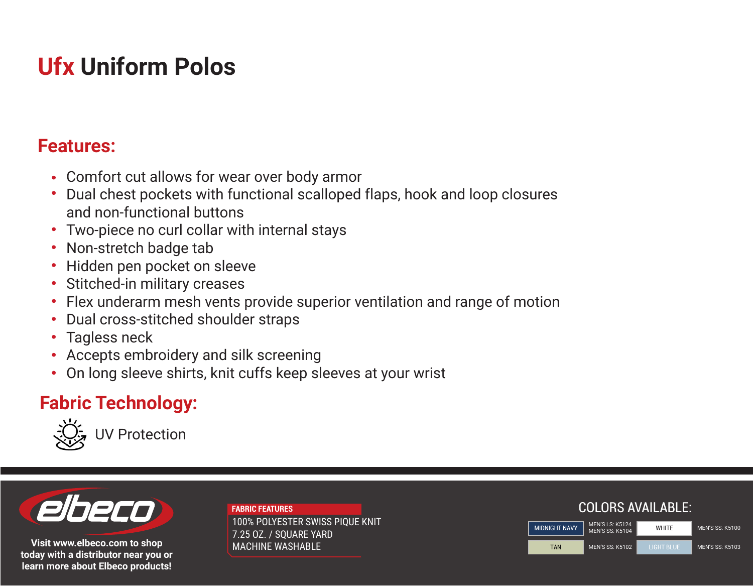# Ufx Uniform Polos

## Features:

- Comfort cut allows for wear over body armor
- Dual chest pockets with functional scalloped flaps, hook and loop closures and non-functional buttons
- Two-piece no curl collar with internal stays
- Non-stretch badge tab
- Hidden pen pocket on sleeve
- Stitched-in military creases
- Flex underarm mesh vents provide superior ventilation and range of motion
- Dual cross-stitched shoulder straps
- Tagless neck
- Accepts embroidery and silk screening
- On long sleeve shirts, knit cuffs keep sleeves at your wrist

## Fabric Technology:

UV Protection

elbeco

**Visit www.elbeco.com to shop today with a distributor near you or learn more about Elbeco products!**

**FABRIC FEATURES**

100% POLYESTER SWISS PIQUE KNIT
7.25 OZ. / SQUARE YARD
MACHINE WASHABLE

### COLORS AVAILABLE:

| | | | |
|---|---|---|---|
| MIDNIGHT NAVY | MEN'S LS: K5124<br>MEN'S SS: K5104 | WHITE | MEN'S SS: K5100 |
| TAN | MEN'S SS: K5102 | LIGHT BLUE | MEN'S SS: K5103 |